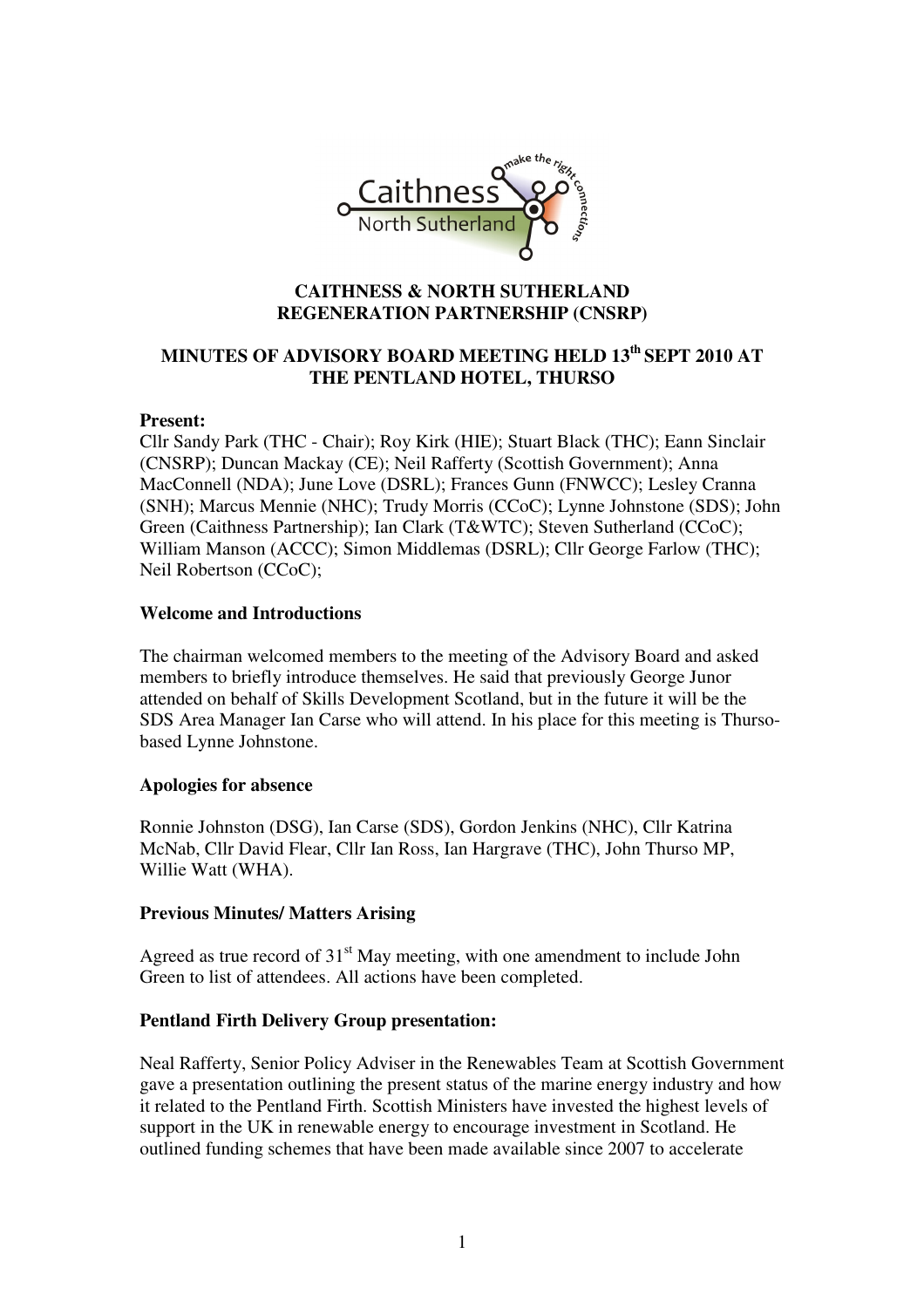**CAITHNESS & NORTH SUTHERLAND REGENERATION PARTNERSHIP (CNSRP)**

**MINUTES OF ADVISORY BOARD MEETING HELD 13th SEPT 2010 AT THE PENTLAND HOTEL, THURSO**

**Present:**
Cllr Sandy Park (THC - Chair); Roy Kirk (HIE); Stuart Black (THC); Eann Sinclair (CNSRP); Duncan Mackay (CE); Neil Rafferty (Scottish Government); Anna MacConnell (NDA); June Love (DSRL); Frances Gunn (FNWCC); Lesley Cranna (SNH); Marcus Mennie (NHC); Trudy Morris (CCoC); Lynne Johnstone (SDS); John Green (Caithness Partnership); Ian Clark (T&WTC); Steven Sutherland (CCoC); William Manson (ACCC); Simon Middlemas (DSRL); Cllr George Farlow (THC); Neil Robertson (CCoC);

**Welcome and Introductions**

The chairman welcomed members to the meeting of the Advisory Board and asked members to briefly introduce themselves. He said that previously George Junor attended on behalf of Skills Development Scotland, but in the future it will be the SDS Area Manager Ian Carse who will attend. In his place for this meeting is Thurso-based Lynne Johnstone.

**Apologies for absence**

Ronnie Johnston (DSG), Ian Carse (SDS), Gordon Jenkins (NHC), Cllr Katrina McNab, Cllr David Flear, Cllr Ian Ross, Ian Hargrave (THC), John Thurso MP, Willie Watt (WHA).

**Previous Minutes/ Matters Arising**

Agreed as true record of 31st May meeting, with one amendment to include John Green to list of attendees. All actions have been completed.

**Pentland Firth Delivery Group presentation:**

Neal Rafferty, Senior Policy Adviser in the Renewables Team at Scottish Government gave a presentation outlining the present status of the marine energy industry and how it related to the Pentland Firth. Scottish Ministers have invested the highest levels of support in the UK in renewable energy to encourage investment in Scotland. He outlined funding schemes that have been made available since 2007 to accelerate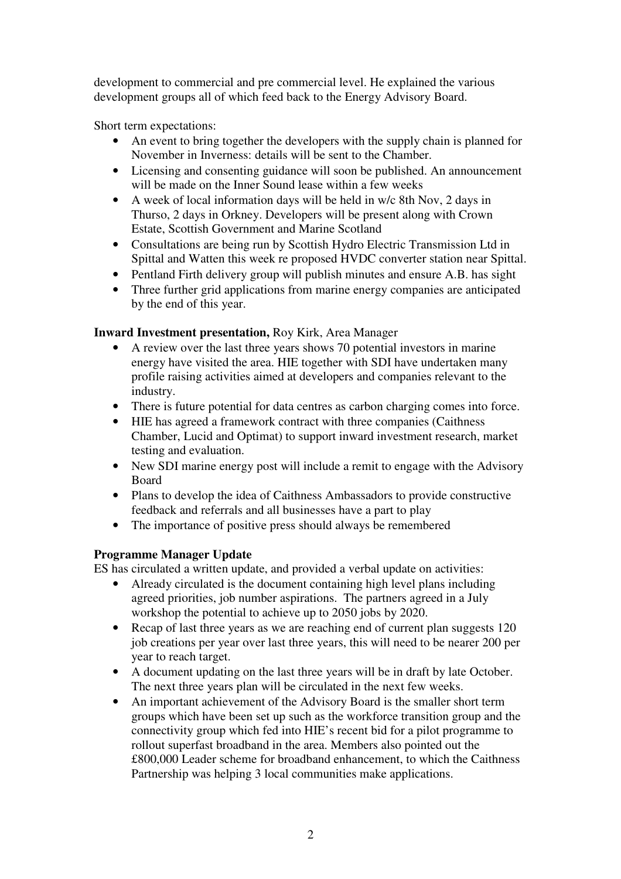development to commercial and pre commercial level. He explained the various development groups all of which feed back to the Energy Advisory Board.

Short term expectations:

- An event to bring together the developers with the supply chain is planned for November in Inverness: details will be sent to the Chamber.
- Licensing and consenting guidance will soon be published. An announcement will be made on the Inner Sound lease within a few weeks
- A week of local information days will be held in w/c 8th Nov, 2 days in Thurso, 2 days in Orkney. Developers will be present along with Crown Estate, Scottish Government and Marine Scotland
- Consultations are being run by Scottish Hydro Electric Transmission Ltd in Spittal and Watten this week re proposed HVDC converter station near Spittal.
- Pentland Firth delivery group will publish minutes and ensure A.B. has sight
- Three further grid applications from marine energy companies are anticipated by the end of this year.

**Inward Investment presentation,** Roy Kirk, Area Manager

- A review over the last three years shows 70 potential investors in marine energy have visited the area. HIE together with SDI have undertaken many profile raising activities aimed at developers and companies relevant to the industry.
- There is future potential for data centres as carbon charging comes into force.
- HIE has agreed a framework contract with three companies (Caithness Chamber, Lucid and Optimat) to support inward investment research, market testing and evaluation.
- New SDI marine energy post will include a remit to engage with the Advisory Board
- Plans to develop the idea of Caithness Ambassadors to provide constructive feedback and referrals and all businesses have a part to play
- The importance of positive press should always be remembered

**Programme Manager Update**

ES has circulated a written update, and provided a verbal update on activities:

- Already circulated is the document containing high level plans including agreed priorities, job number aspirations. The partners agreed in a July workshop the potential to achieve up to 2050 jobs by 2020.
- Recap of last three years as we are reaching end of current plan suggests 120 job creations per year over last three years, this will need to be nearer 200 per year to reach target.
- A document updating on the last three years will be in draft by late October. The next three years plan will be circulated in the next few weeks.
- An important achievement of the Advisory Board is the smaller short term groups which have been set up such as the workforce transition group and the connectivity group which fed into HIE's recent bid for a pilot programme to rollout superfast broadband in the area. Members also pointed out the £800,000 Leader scheme for broadband enhancement, to which the Caithness Partnership was helping 3 local communities make applications.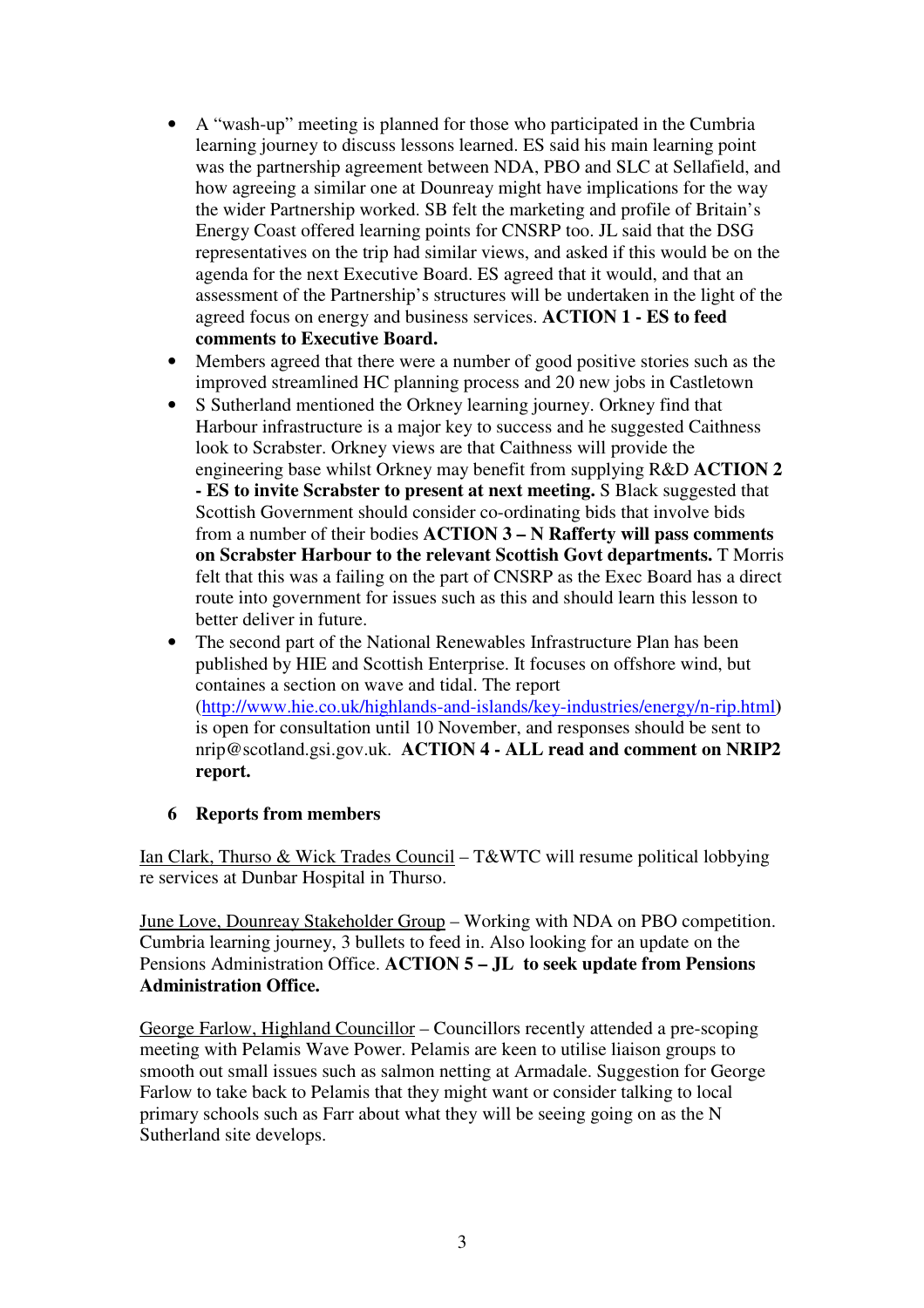- A "wash-up" meeting is planned for those who participated in the Cumbria learning journey to discuss lessons learned. ES said his main learning point was the partnership agreement between NDA, PBO and SLC at Sellafield, and how agreeing a similar one at Dounreay might have implications for the way the wider Partnership worked. SB felt the marketing and profile of Britain's Energy Coast offered learning points for CNSRP too. JL said that the DSG representatives on the trip had similar views, and asked if this would be on the agenda for the next Executive Board. ES agreed that it would, and that an assessment of the Partnership's structures will be undertaken in the light of the agreed focus on energy and business services. **ACTION 1 - ES to feed comments to Executive Board.**
- Members agreed that there were a number of good positive stories such as the improved streamlined HC planning process and 20 new jobs in Castletown
- S Sutherland mentioned the Orkney learning journey. Orkney find that Harbour infrastructure is a major key to success and he suggested Caithness look to Scrabster. Orkney views are that Caithness will provide the engineering base whilst Orkney may benefit from supplying R&D **ACTION 2 - ES to invite Scrabster to present at next meeting.** S Black suggested that Scottish Government should consider co-ordinating bids that involve bids from a number of their bodies **ACTION 3 – N Rafferty will pass comments on Scrabster Harbour to the relevant Scottish Govt departments.** T Morris felt that this was a failing on the part of CNSRP as the Exec Board has a direct route into government for issues such as this and should learn this lesson to better deliver in future.
- The second part of the National Renewables Infrastructure Plan has been published by HIE and Scottish Enterprise. It focuses on offshore wind, but containes a section on wave and tidal. The report (http://www.hie.co.uk/highlands-and-islands/key-industries/energy/n-rip.html) is open for consultation until 10 November, and responses should be sent to nrip@scotland.gsi.gov.uk. **ACTION 4 - ALL read and comment on NRIP2 report.**

## 6 Reports from members

Ian Clark, Thurso & Wick Trades Council – T&WTC will resume political lobbying re services at Dunbar Hospital in Thurso.

June Love, Dounreay Stakeholder Group – Working with NDA on PBO competition. Cumbria learning journey, 3 bullets to feed in. Also looking for an update on the Pensions Administration Office. **ACTION 5 – JL to seek update from Pensions Administration Office.**

George Farlow, Highland Councillor – Councillors recently attended a pre-scoping meeting with Pelamis Wave Power. Pelamis are keen to utilise liaison groups to smooth out small issues such as salmon netting at Armadale. Suggestion for George Farlow to take back to Pelamis that they might want or consider talking to local primary schools such as Farr about what they will be seeing going on as the N Sutherland site develops.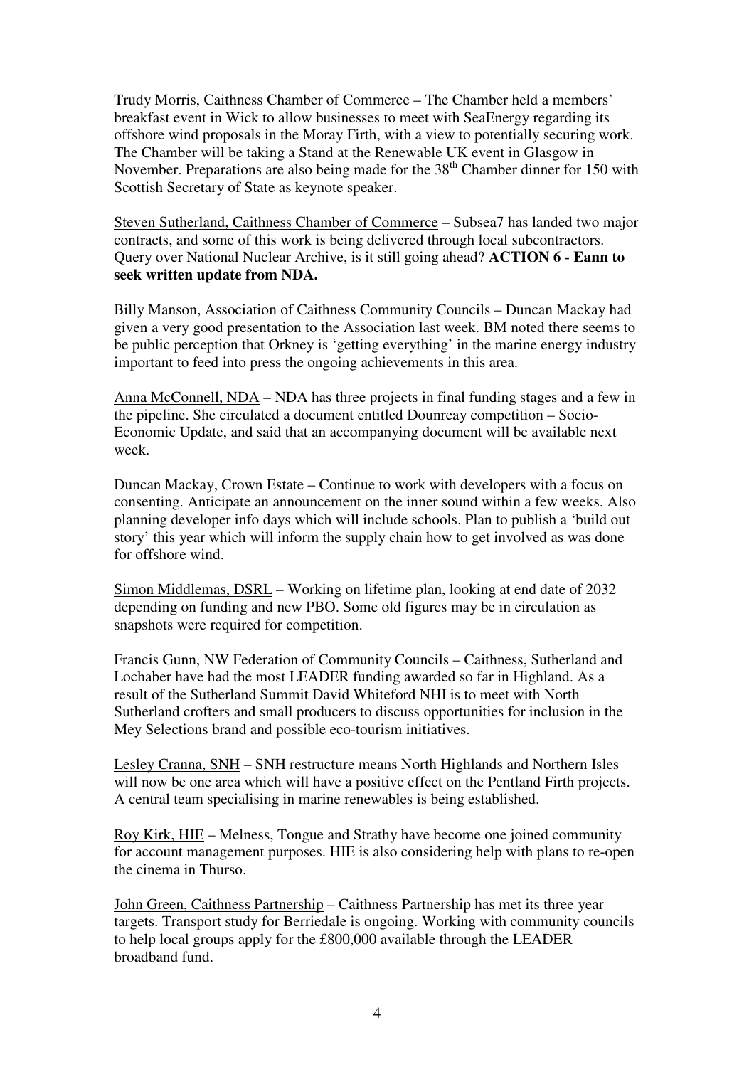Trudy Morris, Caithness Chamber of Commerce – The Chamber held a members' breakfast event in Wick to allow businesses to meet with SeaEnergy regarding its offshore wind proposals in the Moray Firth, with a view to potentially securing work. The Chamber will be taking a Stand at the Renewable UK event in Glasgow in November. Preparations are also being made for the 38th Chamber dinner for 150 with Scottish Secretary of State as keynote speaker.

Steven Sutherland, Caithness Chamber of Commerce – Subsea7 has landed two major contracts, and some of this work is being delivered through local subcontractors. Query over National Nuclear Archive, is it still going ahead? **ACTION 6 - Eann to seek written update from NDA.**

Billy Manson, Association of Caithness Community Councils – Duncan Mackay had given a very good presentation to the Association last week. BM noted there seems to be public perception that Orkney is 'getting everything' in the marine energy industry important to feed into press the ongoing achievements in this area.

Anna McConnell, NDA – NDA has three projects in final funding stages and a few in the pipeline. She circulated a document entitled Dounreay competition – Socio-Economic Update, and said that an accompanying document will be available next week.

Duncan Mackay, Crown Estate – Continue to work with developers with a focus on consenting. Anticipate an announcement on the inner sound within a few weeks. Also planning developer info days which will include schools. Plan to publish a 'build out story' this year which will inform the supply chain how to get involved as was done for offshore wind.

Simon Middlemas, DSRL – Working on lifetime plan, looking at end date of 2032 depending on funding and new PBO. Some old figures may be in circulation as snapshots were required for competition.

Francis Gunn, NW Federation of Community Councils – Caithness, Sutherland and Lochaber have had the most LEADER funding awarded so far in Highland. As a result of the Sutherland Summit David Whiteford NHI is to meet with North Sutherland crofters and small producers to discuss opportunities for inclusion in the Mey Selections brand and possible eco-tourism initiatives.

Lesley Cranna, SNH – SNH restructure means North Highlands and Northern Isles will now be one area which will have a positive effect on the Pentland Firth projects. A central team specialising in marine renewables is being established.

Roy Kirk, HIE – Melness, Tongue and Strathy have become one joined community for account management purposes. HIE is also considering help with plans to re-open the cinema in Thurso.

John Green, Caithness Partnership – Caithness Partnership has met its three year targets. Transport study for Berriedale is ongoing. Working with community councils to help local groups apply for the £800,000 available through the LEADER broadband fund.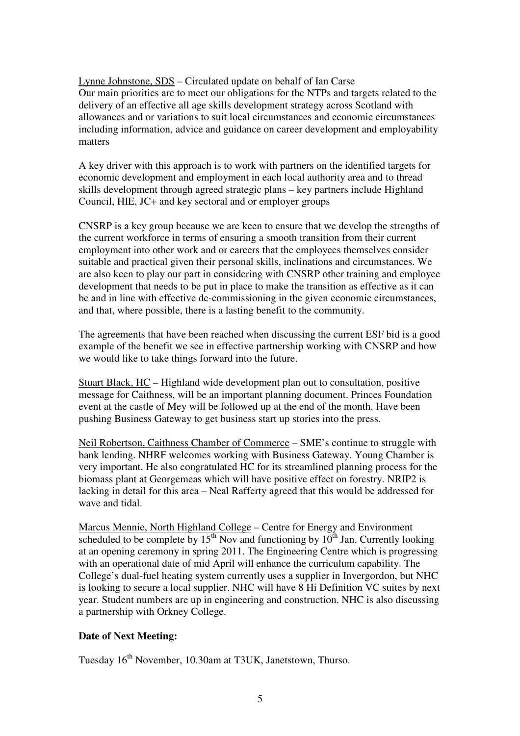Lynne Johnstone, SDS – Circulated update on behalf of Ian Carse

Our main priorities are to meet our obligations for the NTPs and targets related to the delivery of an effective all age skills development strategy across Scotland with allowances and or variations to suit local circumstances and economic circumstances including information, advice and guidance on career development and employability matters

A key driver with this approach is to work with partners on the identified targets for economic development and employment in each local authority area and to thread skills development through agreed strategic plans – key partners include Highland Council, HIE, JC+ and key sectoral and or employer groups

CNSRP is a key group because we are keen to ensure that we develop the strengths of the current workforce in terms of ensuring a smooth transition from their current employment into other work and or careers that the employees themselves consider suitable and practical given their personal skills, inclinations and circumstances. We are also keen to play our part in considering with CNSRP other training and employee development that needs to be put in place to make the transition as effective as it can be and in line with effective de-commissioning in the given economic circumstances, and that, where possible, there is a lasting benefit to the community.

The agreements that have been reached when discussing the current ESF bid is a good example of the benefit we see in effective partnership working with CNSRP and how we would like to take things forward into the future.

Stuart Black, HC – Highland wide development plan out to consultation, positive message for Caithness, will be an important planning document. Princes Foundation event at the castle of Mey will be followed up at the end of the month. Have been pushing Business Gateway to get business start up stories into the press.

Neil Robertson, Caithness Chamber of Commerce – SME's continue to struggle with bank lending. NHRF welcomes working with Business Gateway. Young Chamber is very important. He also congratulated HC for its streamlined planning process for the biomass plant at Georgemeas which will have positive effect on forestry. NRIP2 is lacking in detail for this area – Neal Rafferty agreed that this would be addressed for wave and tidal.

Marcus Mennie, North Highland College – Centre for Energy and Environment scheduled to be complete by 15th Nov and functioning by 10th Jan. Currently looking at an opening ceremony in spring 2011. The Engineering Centre which is progressing with an operational date of mid April will enhance the curriculum capability. The College's dual-fuel heating system currently uses a supplier in Invergordon, but NHC is looking to secure a local supplier. NHC will have 8 Hi Definition VC suites by next year. Student numbers are up in engineering and construction. NHC is also discussing a partnership with Orkney College.

**Date of Next Meeting:**

Tuesday 16th November, 10.30am at T3UK, Janetstown, Thurso.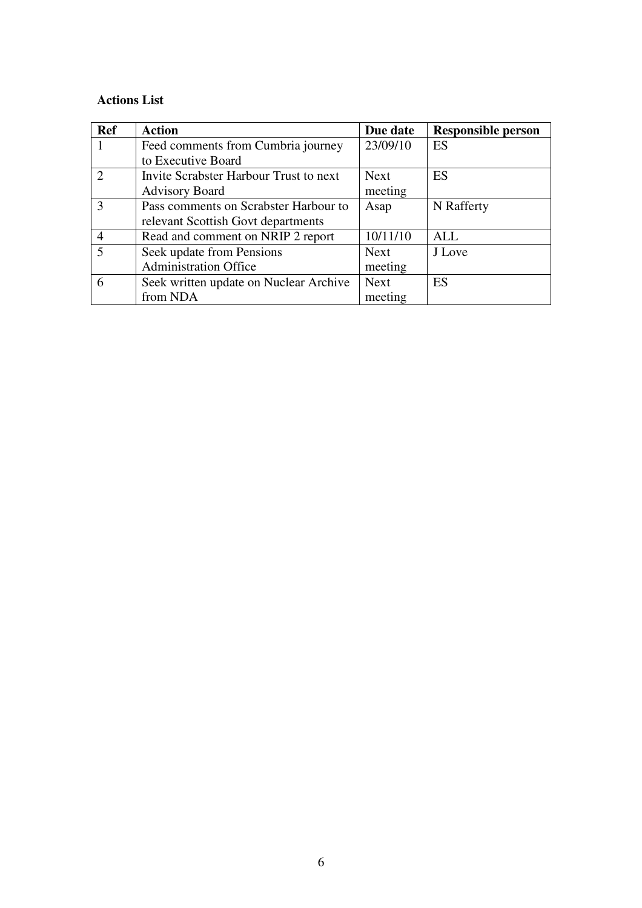**Actions List**

| Ref | Action | Due date | Responsible person |
|---|---|---|---|
| 1 | Feed comments from Cumbria journey to Executive Board | 23/09/10 | ES |
| 2 | Invite Scrabster Harbour Trust to next Advisory Board | Next meeting | ES |
| 3 | Pass comments on Scrabster Harbour to relevant Scottish Govt departments | Asap | N Rafferty |
| 4 | Read and comment on NRIP 2 report | 10/11/10 | ALL |
| 5 | Seek update from Pensions Administration Office | Next meeting | J Love |
| 6 | Seek written update on Nuclear Archive from NDA | Next meeting | ES |